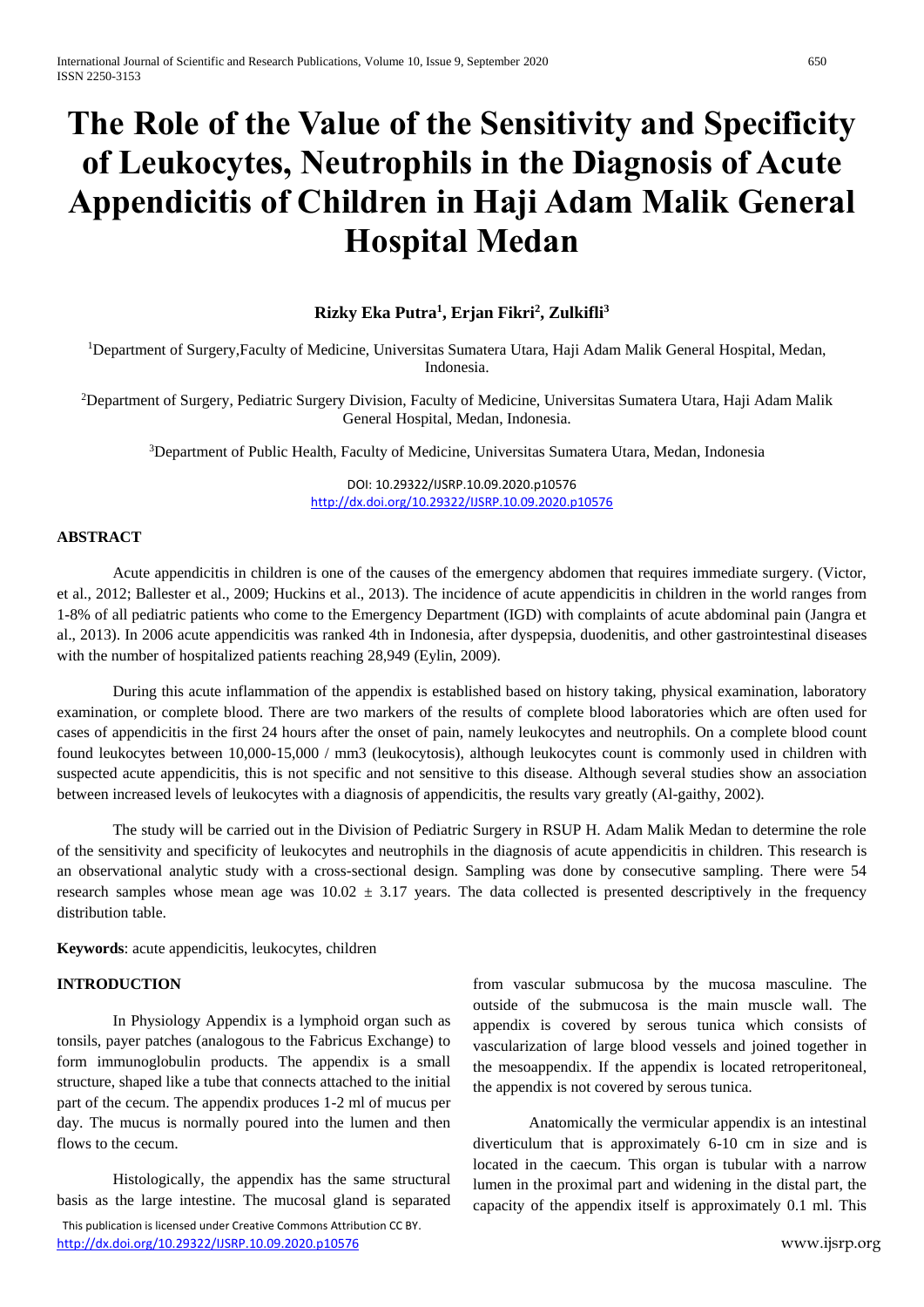# The Role of the Value of the Sensitivity and Specificity of Leukocytes, Neutrophils in the Diagnosis of Acute Appendicitis of Children in Haji Adam Malik General Hospital Medan

**Rizky Eka Putra[1], Erjan Fikri[2], Zulkifli[3]**

[1]Department of Surgery,Faculty of Medicine, Universitas Sumatera Utara, Haji Adam Malik General Hospital, Medan, Indonesia.

[2]Department of Surgery, Pediatric Surgery Division, Faculty of Medicine, Universitas Sumatera Utara, Haji Adam Malik General Hospital, Medan, Indonesia.

[3]Department of Public Health, Faculty of Medicine, Universitas Sumatera Utara, Medan, Indonesia

DOI: 10.29322/IJSRP.10.09.2020.p10576
http://dx.doi.org/10.29322/IJSRP.10.09.2020.p10576

## ABSTRACT

Acute appendicitis in children is one of the causes of the emergency abdomen that requires immediate surgery. (Victor, et al., 2012; Ballester et al., 2009; Huckins et al., 2013). The incidence of acute appendicitis in children in the world ranges from 1-8% of all pediatric patients who come to the Emergency Department (IGD) with complaints of acute abdominal pain (Jangra et al., 2013). In 2006 acute appendicitis was ranked 4th in Indonesia, after dyspepsia, duodenitis, and other gastrointestinal diseases with the number of hospitalized patients reaching 28,949 (Eylin, 2009).

During this acute inflammation of the appendix is established based on history taking, physical examination, laboratory examination, or complete blood. There are two markers of the results of complete blood laboratories which are often used for cases of appendicitis in the first 24 hours after the onset of pain, namely leukocytes and neutrophils. On a complete blood count found leukocytes between 10,000-15,000 / mm3 (leukocytosis), although leukocytes count is commonly used in children with suspected acute appendicitis, this is not specific and not sensitive to this disease. Although several studies show an association between increased levels of leukocytes with a diagnosis of appendicitis, the results vary greatly (Al-gaithy, 2002).

The study will be carried out in the Division of Pediatric Surgery in RSUP H. Adam Malik Medan to determine the role of the sensitivity and specificity of leukocytes and neutrophils in the diagnosis of acute appendicitis in children. This research is an observational analytic study with a cross-sectional design. Sampling was done by consecutive sampling. There were 54 research samples whose mean age was $10.02 \pm 3.17$ years. The data collected is presented descriptively in the frequency distribution table.

**Keywords**: acute appendicitis, leukocytes, children

## INTRODUCTION

In Physiology Appendix is a lymphoid organ such as tonsils, payer patches (analogous to the Fabricus Exchange) to form immunoglobulin products. The appendix is a small structure, shaped like a tube that connects attached to the initial part of the cecum. The appendix produces 1-2 ml of mucus per day. The mucus is normally poured into the lumen and then flows to the cecum.

Histologically, the appendix has the same structural basis as the large intestine. The mucosal gland is separated from vascular submucosa by the mucosa masculine. The outside of the submucosa is the main muscle wall. The appendix is covered by serous tunica which consists of vascularization of large blood vessels and joined together in the mesoappendix. If the appendix is located retroperitoneal, the appendix is not covered by serous tunica.

Anatomically the vermicular appendix is an intestinal diverticulum that is approximately 6-10 cm in size and is located in the caecum. This organ is tubular with a narrow lumen in the proximal part and widening in the distal part, the capacity of the appendix itself is approximately 0.1 ml. This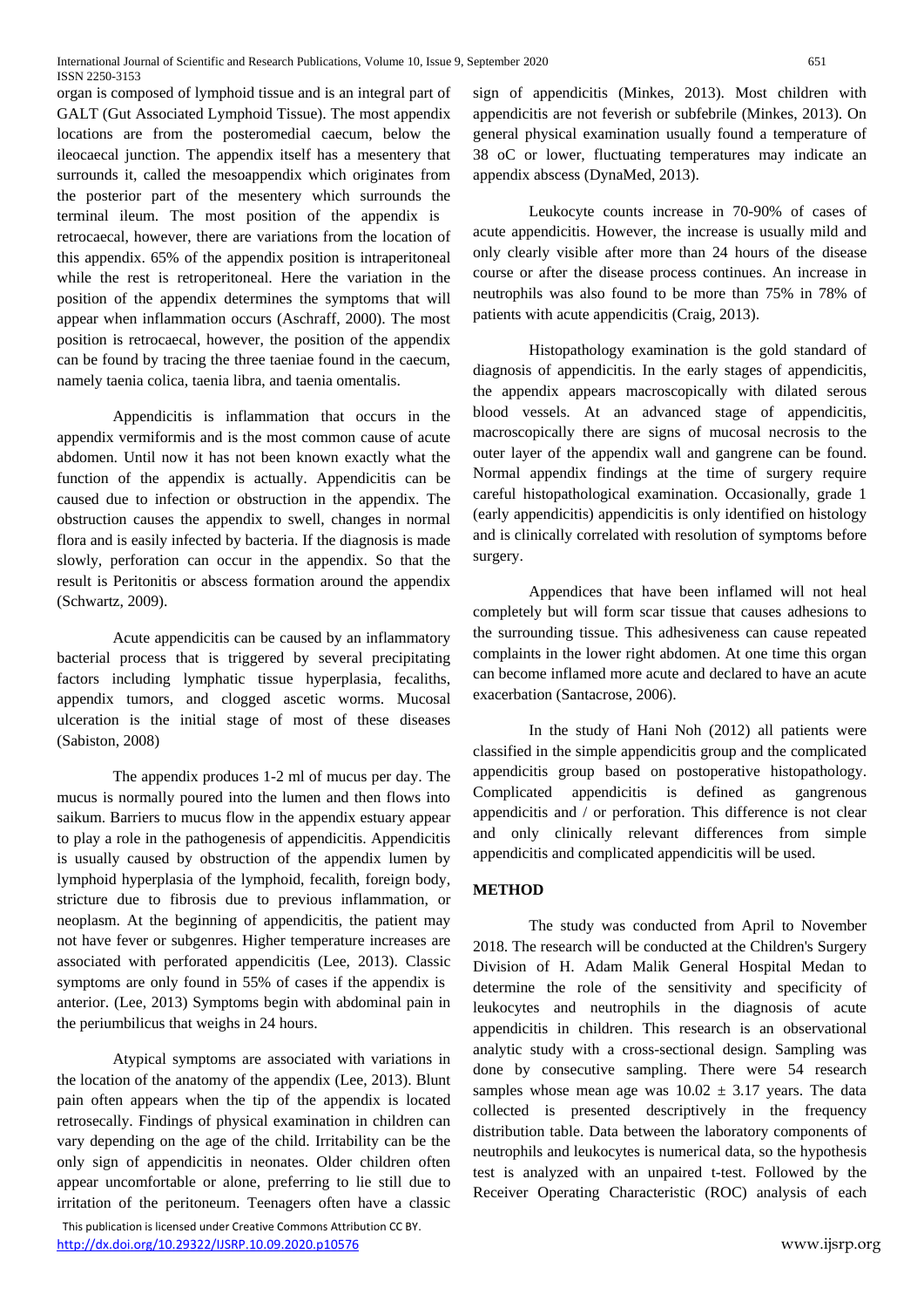organ is composed of lymphoid tissue and is an integral part of GALT (Gut Associated Lymphoid Tissue). The most appendix locations are from the posteromedial caecum, below the ileocaecal junction. The appendix itself has a mesentery that surrounds it, called the mesoappendix which originates from the posterior part of the mesentery which surrounds the terminal ileum. The most position of the appendix is retrocaecal, however, there are variations from the location of this appendix. 65% of the appendix position is intraperitoneal while the rest is retroperitoneal. Here the variation in the position of the appendix determines the symptoms that will appear when inflammation occurs (Aschraff, 2000). The most position is retrocaecal, however, the position of the appendix can be found by tracing the three taeniae found in the caecum, namely taenia colica, taenia libra, and taenia omentalis.

Appendicitis is inflammation that occurs in the appendix vermiformis and is the most common cause of acute abdomen. Until now it has not been known exactly what the function of the appendix is actually. Appendicitis can be caused due to infection or obstruction in the appendix. The obstruction causes the appendix to swell, changes in normal flora and is easily infected by bacteria. If the diagnosis is made slowly, perforation can occur in the appendix. So that the result is Peritonitis or abscess formation around the appendix (Schwartz, 2009).

Acute appendicitis can be caused by an inflammatory bacterial process that is triggered by several precipitating factors including lymphatic tissue hyperplasia, fecaliths, appendix tumors, and clogged ascetic worms. Mucosal ulceration is the initial stage of most of these diseases (Sabiston, 2008)

The appendix produces 1-2 ml of mucus per day. The mucus is normally poured into the lumen and then flows into saikum. Barriers to mucus flow in the appendix estuary appear to play a role in the pathogenesis of appendicitis. Appendicitis is usually caused by obstruction of the appendix lumen by lymphoid hyperplasia of the lymphoid, fecalith, foreign body, stricture due to fibrosis due to previous inflammation, or neoplasm. At the beginning of appendicitis, the patient may not have fever or subgenres. Higher temperature increases are associated with perforated appendicitis (Lee, 2013). Classic symptoms are only found in 55% of cases if the appendix is anterior. (Lee, 2013) Symptoms begin with abdominal pain in the periumbilicus that weighs in 24 hours.

Atypical symptoms are associated with variations in the location of the anatomy of the appendix (Lee, 2013). Blunt pain often appears when the tip of the appendix is located retrosecally. Findings of physical examination in children can vary depending on the age of the child. Irritability can be the only sign of appendicitis in neonates. Older children often appear uncomfortable or alone, preferring to lie still due to irritation of the peritoneum. Teenagers often have a classic sign of appendicitis (Minkes, 2013). Most children with appendicitis are not feverish or subfebrile (Minkes, 2013). On general physical examination usually found a temperature of 38 oC or lower, fluctuating temperatures may indicate an appendix abscess (DynaMed, 2013).

Leukocyte counts increase in 70-90% of cases of acute appendicitis. However, the increase is usually mild and only clearly visible after more than 24 hours of the disease course or after the disease process continues. An increase in neutrophils was also found to be more than 75% in 78% of patients with acute appendicitis (Craig, 2013).

Histopathology examination is the gold standard of diagnosis of appendicitis. In the early stages of appendicitis, the appendix appears macroscopically with dilated serous blood vessels. At an advanced stage of appendicitis, macroscopically there are signs of mucosal necrosis to the outer layer of the appendix wall and gangrene can be found. Normal appendix findings at the time of surgery require careful histopathological examination. Occasionally, grade 1 (early appendicitis) appendicitis is only identified on histology and is clinically correlated with resolution of symptoms before surgery.

Appendices that have been inflamed will not heal completely but will form scar tissue that causes adhesions to the surrounding tissue. This adhesiveness can cause repeated complaints in the lower right abdomen. At one time this organ can become inflamed more acute and declared to have an acute exacerbation (Santacrose, 2006).

In the study of Hani Noh (2012) all patients were classified in the simple appendicitis group and the complicated appendicitis group based on postoperative histopathology. Complicated appendicitis is defined as gangrenous appendicitis and / or perforation. This difference is not clear and only clinically relevant differences from simple appendicitis and complicated appendicitis will be used.

## METHOD

The study was conducted from April to November 2018. The research will be conducted at the Children's Surgery Division of H. Adam Malik General Hospital Medan to determine the role of the sensitivity and specificity of leukocytes and neutrophils in the diagnosis of acute appendicitis in children. This research is an observational analytic study with a cross-sectional design. Sampling was done by consecutive sampling. There were 54 research samples whose mean age was $10.02 \pm 3.17$ years. The data collected is presented descriptively in the frequency distribution table. Data between the laboratory components of neutrophils and leukocytes is numerical data, so the hypothesis test is analyzed with an unpaired t-test. Followed by the Receiver Operating Characteristic (ROC) analysis of each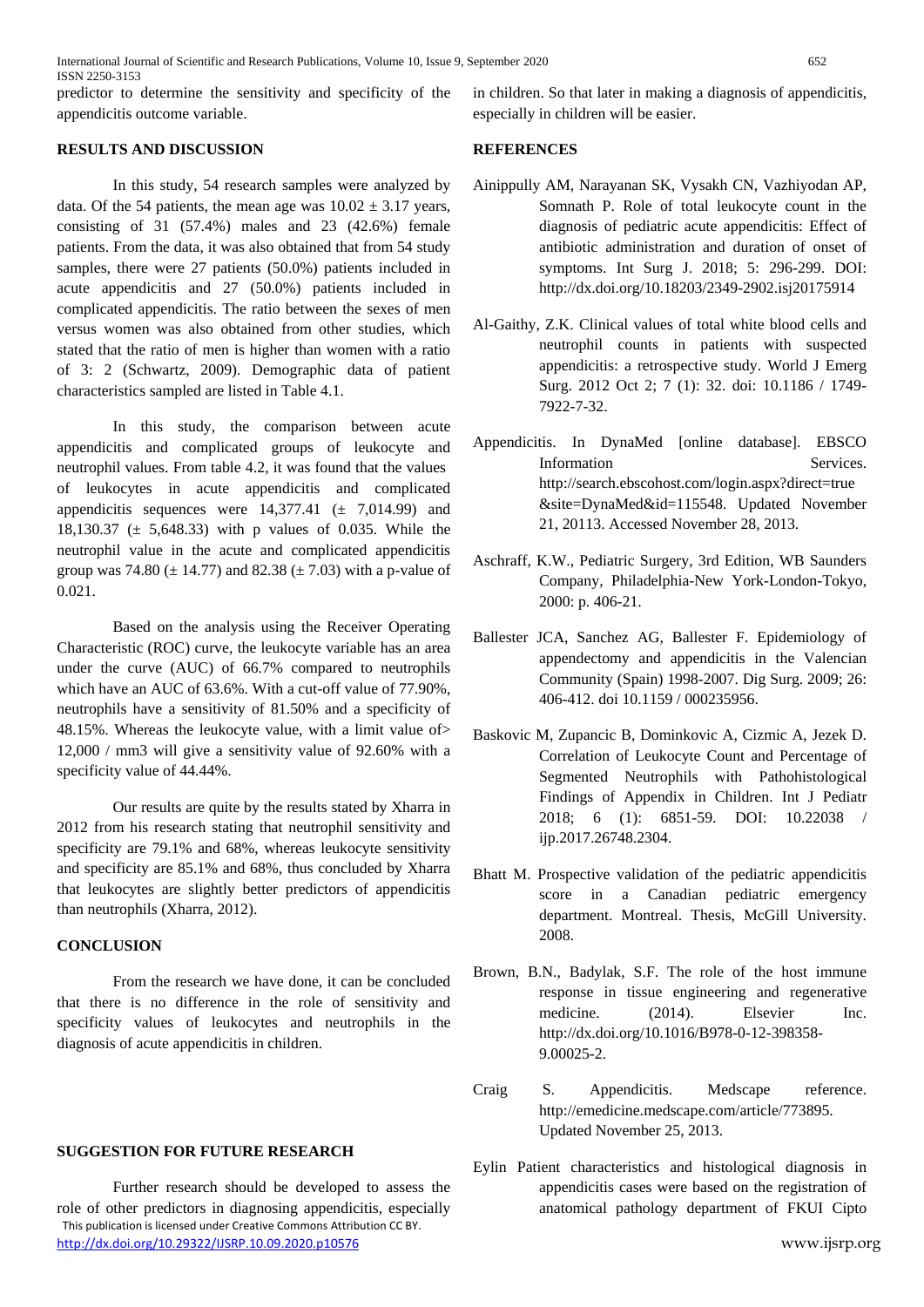predictor to determine the sensitivity and specificity of the appendicitis outcome variable.

## RESULTS AND DISCUSSION

In this study, 54 research samples were analyzed by data. Of the 54 patients, the mean age was $10.02 \pm 3.17$ years, consisting of 31 (57.4%) males and 23 (42.6%) female patients. From the data, it was also obtained that from 54 study samples, there were 27 patients (50.0%) patients included in acute appendicitis and 27 (50.0%) patients included in complicated appendicitis. The ratio between the sexes of men versus women was also obtained from other studies, which stated that the ratio of men is higher than women with a ratio of 3: 2 (Schwartz, 2009). Demographic data of patient characteristics sampled are listed in Table 4.1.

In this study, the comparison between acute appendicitis and complicated groups of leukocyte and neutrophil values. From table 4.2, it was found that the values of leukocytes in acute appendicitis and complicated appendicitis sequences were 14,377.41 ($\pm$ 7,014.99) and 18,130.37 ($\pm$ 5,648.33) with p values of 0.035. While the neutrophil value in the acute and complicated appendicitis group was 74.80 ($\pm$ 14.77) and 82.38 ($\pm$ 7.03) with a p-value of 0.021.

Based on the analysis using the Receiver Operating Characteristic (ROC) curve, the leukocyte variable has an area under the curve (AUC) of 66.7% compared to neutrophils which have an AUC of 63.6%. With a cut-off value of 77.90%, neutrophils have a sensitivity of 81.50% and a specificity of 48.15%. Whereas the leukocyte value, with a limit value of> 12,000 / mm3 will give a sensitivity value of 92.60% with a specificity value of 44.44%.

Our results are quite by the results stated by Xharra in 2012 from his research stating that neutrophil sensitivity and specificity are 79.1% and 68%, whereas leukocyte sensitivity and specificity are 85.1% and 68%, thus concluded by Xharra that leukocytes are slightly better predictors of appendicitis than neutrophils (Xharra, 2012).

## CONCLUSION

From the research we have done, it can be concluded that there is no difference in the role of sensitivity and specificity values of leukocytes and neutrophils in the diagnosis of acute appendicitis in children.

## SUGGESTION FOR FUTURE RESEARCH

Further research should be developed to assess the role of other predictors in diagnosing appendicitis, especially in children. So that later in making a diagnosis of appendicitis, especially in children will be easier.

## REFERENCES

Ainippully AM, Narayanan SK, Vysakh CN, Vazhiyodan AP, Somnath P. Role of total leukocyte count in the diagnosis of pediatric acute appendicitis: Effect of antibiotic administration and duration of onset of symptoms. Int Surg J. 2018; 5: 296-299. DOI: http://dx.doi.org/10.18203/2349-2902.isj20175914

Al-Gaithy, Z.K. Clinical values of total white blood cells and neutrophil counts in patients with suspected appendicitis: a retrospective study. World J Emerg Surg. 2012 Oct 2; 7 (1): 32. doi: 10.1186 / 1749-7922-7-32.

Appendicitis. In DynaMed [online database]. EBSCO Information Services. http://search.ebscohost.com/login.aspx?direct=true &site=DynaMed&id=115548. Updated November 21, 20113. Accessed November 28, 2013.

Aschraff, K.W., Pediatric Surgery, 3rd Edition, WB Saunders Company, Philadelphia-New York-London-Tokyo, 2000: p. 406-21.

Ballester JCA, Sanchez AG, Ballester F. Epidemiology of appendectomy and appendicitis in the Valencian Community (Spain) 1998-2007. Dig Surg. 2009; 26: 406-412. doi 10.1159 / 000235956.

Baskovic M, Zupancic B, Dominkovic A, Cizmic A, Jezek D. Correlation of Leukocyte Count and Percentage of Segmented Neutrophils with Pathohistological Findings of Appendix in Children. Int J Pediatr 2018; 6 (1): 6851-59. DOI: 10.22038 / ijp.2017.26748.2304.

Bhatt M. Prospective validation of the pediatric appendicitis score in a Canadian pediatric emergency department. Montreal. Thesis, McGill University. 2008.

Brown, B.N., Badylak, S.F. The role of the host immune response in tissue engineering and regenerative medicine. (2014). Elsevier Inc. http://dx.doi.org/10.1016/B978-0-12-398358-9.00025-2.

Craig S. Appendicitis. Medscape reference. http://emedicine.medscape.com/article/773895. Updated November 25, 2013.

Eylin Patient characteristics and histological diagnosis in appendicitis cases were based on the registration of anatomical pathology department of FKUI Cipto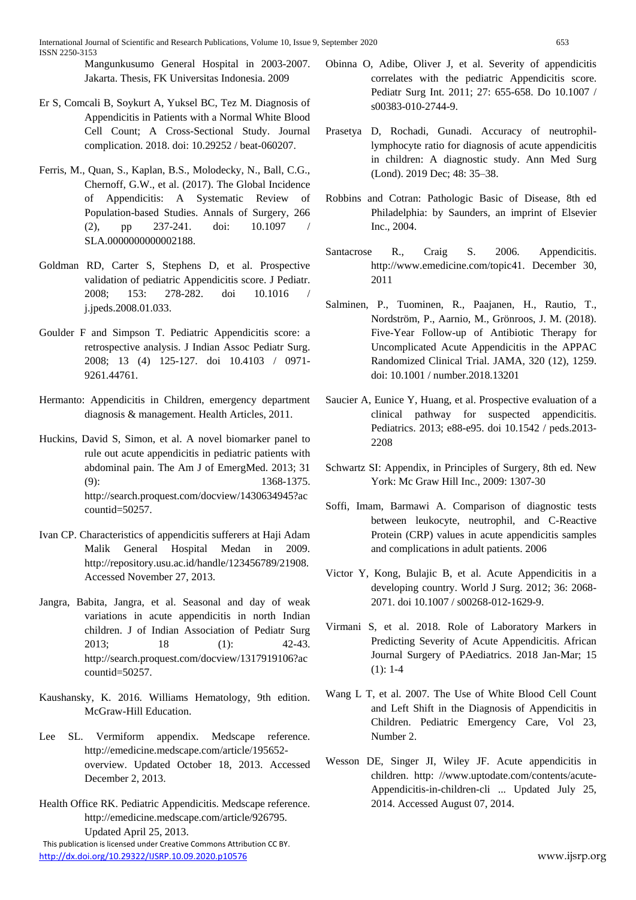Mangunkusumo General Hospital in 2003-2007. Jakarta. Thesis, FK Universitas Indonesia. 2009

Er S, Comcali B, Soykurt A, Yuksel BC, Tez M. Diagnosis of Appendicitis in Patients with a Normal White Blood Cell Count; A Cross-Sectional Study. Journal complication. 2018. doi: 10.29252 / beat-060207.

Ferris, M., Quan, S., Kaplan, B.S., Molodecky, N., Ball, C.G., Chernoff, G.W., et al. (2017). The Global Incidence of Appendicitis: A Systematic Review of Population-based Studies. Annals of Surgery, 266 (2), pp 237-241. doi: 10.1097 / SLA.0000000000002188.

Goldman RD, Carter S, Stephens D, et al. Prospective validation of pediatric Appendicitis score. J Pediatr. 2008; 153: 278-282. doi 10.1016 / j.jpeds.2008.01.033.

Goulder F and Simpson T. Pediatric Appendicitis score: a retrospective analysis. J Indian Assoc Pediatr Surg. 2008; 13 (4) 125-127. doi 10.4103 / 0971-9261.44761.

Hermanto: Appendicitis in Children, emergency department diagnosis & management. Health Articles, 2011.

Huckins, David S, Simon, et al. A novel biomarker panel to rule out acute appendicitis in pediatric patients with abdominal pain. The Am J of EmergMed. 2013; 31 (9): 1368-1375. http://search.proquest.com/docview/1430634945?accountid=50257.

Ivan CP. Characteristics of appendicitis sufferers at Haji Adam Malik General Hospital Medan in 2009. http://repository.usu.ac.id/handle/123456789/21908. Accessed November 27, 2013.

Jangra, Babita, Jangra, et al. Seasonal and day of weak variations in acute appendicitis in north Indian children. J of Indian Association of Pediatr Surg 2013; 18 (1): 42-43. http://search.proquest.com/docview/1317919106?accountid=50257.

Kaushansky, K. 2016. Williams Hematology, 9th edition. McGraw-Hill Education.

Lee SL. Vermiform appendix. Medscape reference. http://emedicine.medscape.com/article/195652-overview. Updated October 18, 2013. Accessed December 2, 2013.

Health Office RK. Pediatric Appendicitis. Medscape reference. http://emedicine.medscape.com/article/926795. Updated April 25, 2013.

Obinna O, Adibe, Oliver J, et al. Severity of appendicitis correlates with the pediatric Appendicitis score. Pediatr Surg Int. 2011; 27: 655-658. Do 10.1007 / s00383-010-2744-9.

Prasetya D, Rochadi, Gunadi. Accuracy of neutrophil-lymphocyte ratio for diagnosis of acute appendicitis in children: A diagnostic study. Ann Med Surg (Lond). 2019 Dec; 48: 35–38.

Robbins and Cotran: Pathologic Basic of Disease, 8th ed Philadelphia: by Saunders, an imprint of Elsevier Inc., 2004.

Santacrose R., Craig S. 2006. Appendicitis. http://www.emedicine.com/topic41. December 30, 2011

Salminen, P., Tuominen, R., Paajanen, H., Rautio, T., Nordström, P., Aarnio, M., Grönroos, J. M. (2018). Five-Year Follow-up of Antibiotic Therapy for Uncomplicated Acute Appendicitis in the APPAC Randomized Clinical Trial. JAMA, 320 (12), 1259. doi: 10.1001 / number.2018.13201

Saucier A, Eunice Y, Huang, et al. Prospective evaluation of a clinical pathway for suspected appendicitis. Pediatrics. 2013; e88-e95. doi 10.1542 / peds.2013-2208

Schwartz SI: Appendix, in Principles of Surgery, 8th ed. New York: Mc Graw Hill Inc., 2009: 1307-30

Soffi, Imam, Barmawi A. Comparison of diagnostic tests between leukocyte, neutrophil, and C-Reactive Protein (CRP) values in acute appendicitis samples and complications in adult patients. 2006

Victor Y, Kong, Bulajic B, et al. Acute Appendicitis in a developing country. World J Surg. 2012; 36: 2068-2071. doi 10.1007 / s00268-012-1629-9.

Virmani S, et al. 2018. Role of Laboratory Markers in Predicting Severity of Acute Appendicitis. African Journal Surgery of PAediatrics. 2018 Jan-Mar; 15 (1): 1-4

Wang L T, et al. 2007. The Use of White Blood Cell Count and Left Shift in the Diagnosis of Appendicitis in Children. Pediatric Emergency Care, Vol 23, Number 2.

Wesson DE, Singer JI, Wiley JF. Acute appendicitis in children. http: //www.uptodate.com/contents/acute-Appendicitis-in-children-cli ... Updated July 25, 2014. Accessed August 07, 2014.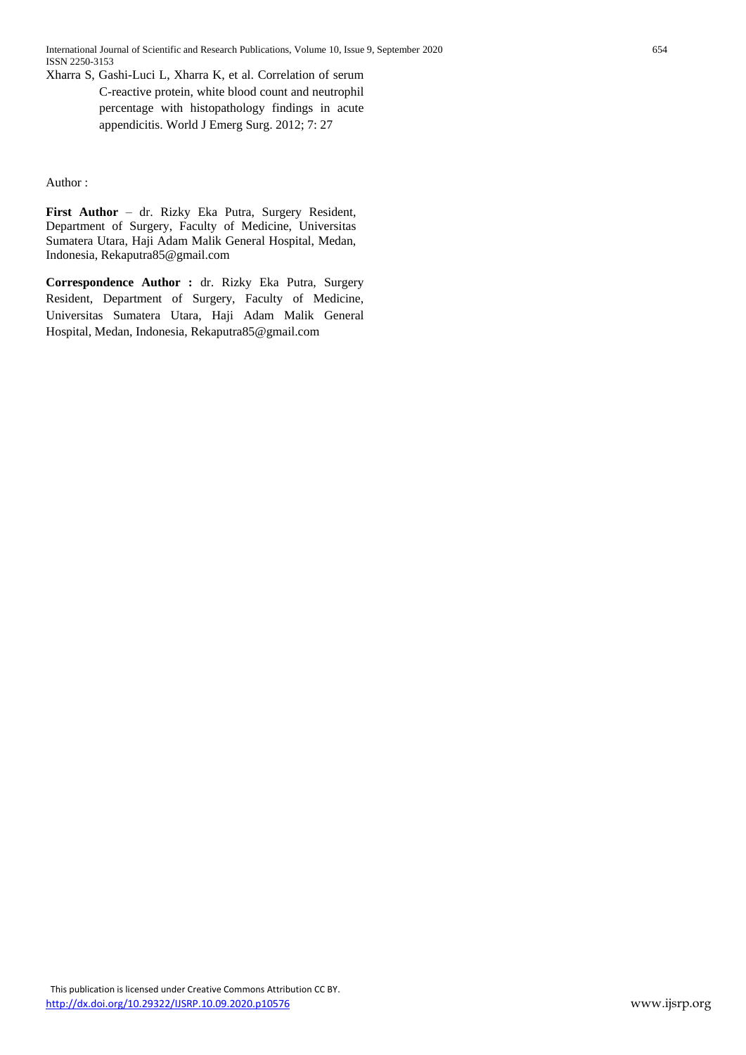Xharra S, Gashi-Luci L, Xharra K, et al. Correlation of serum C-reactive protein, white blood count and neutrophil percentage with histopathology findings in acute appendicitis. World J Emerg Surg. 2012; 7: 27

Author :

**First Author** – dr. Rizky Eka Putra, Surgery Resident, Department of Surgery, Faculty of Medicine, Universitas Sumatera Utara, Haji Adam Malik General Hospital, Medan, Indonesia, Rekaputra85@gmail.com

**Correspondence Author :** dr. Rizky Eka Putra, Surgery Resident, Department of Surgery, Faculty of Medicine, Universitas Sumatera Utara, Haji Adam Malik General Hospital, Medan, Indonesia, Rekaputra85@gmail.com

This publication is licensed under Creative Commons Attribution CC BY.
http://dx.doi.org/10.29322/IJSRP.10.09.2020.p10576